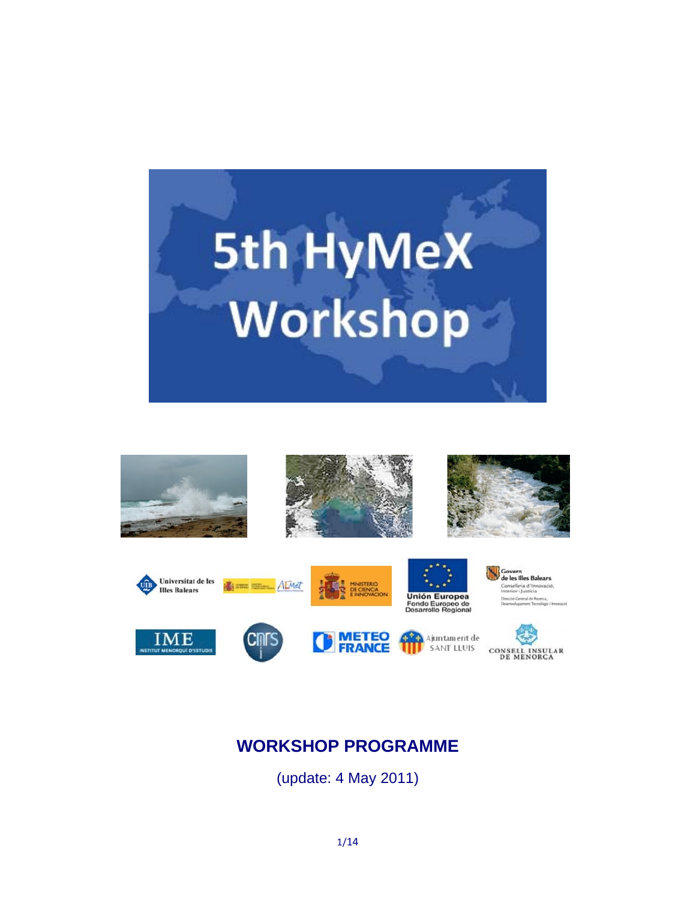# 5th HyMeX Workshop

## WORKSHOP PROGRAMME

(update: 4 May 2011)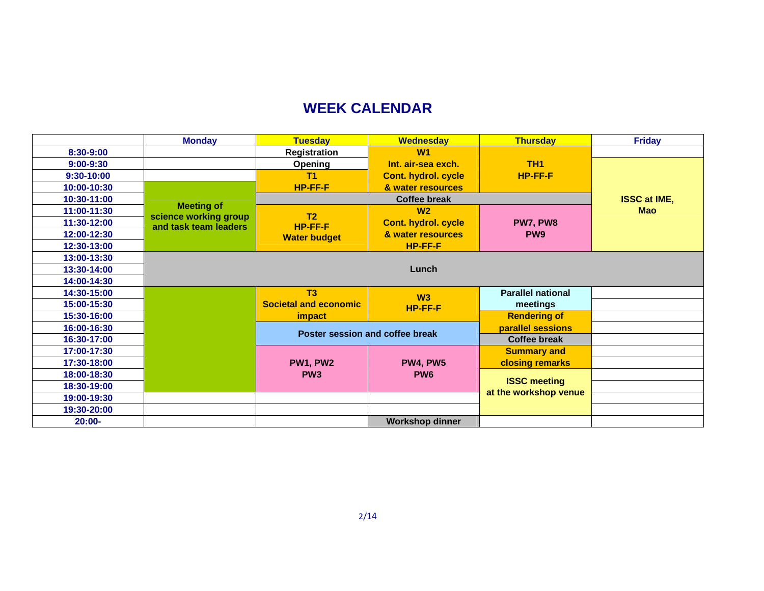# WEEK CALENDAR

| | Monday | Tuesday | Wednesday | Thursday | Friday |
|---|---|---|---|---|---|
| 8:30-9:00 | | Registration | W1 Int. air-sea exch. Cont. hydrol. cycle & water resources | TH1 HP-FF-F | |
| 9:00-9:30 | | Opening | | | ISSC at IME, Mao |
| 9:30-10:00 | | T1 HP-FF-F | | | |
| 10:00-10:30 | Meeting of science working group and task team leaders | | | | |
| 10:30-11:00 | | Coffee break | Coffee break | Coffee break | |
| 11:00-11:30 | | T2 HP-FF-F Water budget | W2 Cont. hydrol. cycle & water resources HP-FF-F | PW7, PW8 PW9 | |
| 11:30-12:00 | | | | | |
| 12:00-12:30 | | | | | |
| 12:30-13:00 | | | | | |
| 13:00-13:30 | Lunch | Lunch | Lunch | Lunch | Lunch |
| 13:30-14:00 | | | | | |
| 14:00-14:30 | | | | | |
| 14:30-15:00 | | T3 Societal and economic impact | W3 HP-FF-F | Parallel national meetings | |
| 15:00-15:30 | | | | | |
| 15:30-16:00 | | | | Rendering of parallel sessions | |
| 16:00-16:30 | | Poster session and coffee break | Poster session and coffee break | | |
| 16:30-17:00 | | | | Coffee break | |
| 17:00-17:30 | | PW1, PW2 PW3 | PW4, PW5 PW6 | Summary and closing remarks | |
| 17:30-18:00 | | | | | |
| 18:00-18:30 | | | | ISSC meeting at the workshop venue | |
| 18:30-19:00 | | | | | |
| 19:00-19:30 | | | | | |
| 19:30-20:00 | | | | | |
| 20:00- | | | Workshop dinner | | |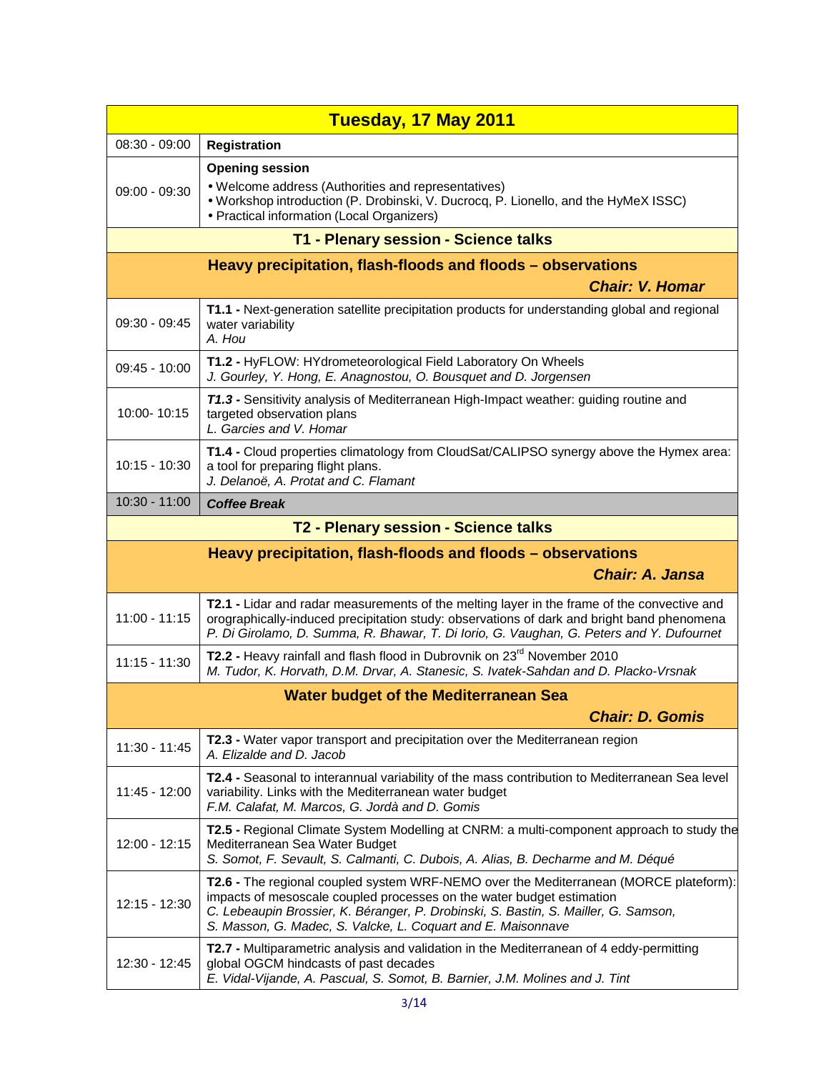| Tuesday, 17 May 2011 | |
|---|---|
| 08:30 - 09:00 | **Registration** |
| 09:00 - 09:30 | **Opening session**<br>• Welcome address (Authorities and representatives)<br>• Workshop introduction (P. Drobinski, V. Ducrocq, P. Lionello, and the HyMeX ISSC)<br>• Practical information (Local Organizers) |
| **T1 - Plenary session - Science talks** | |
| **Heavy precipitation, flash-floods and floods – observations**<br>***Chair: V. Homar*** | |
| 09:30 - 09:45 | **T1.1 -** Next-generation satellite precipitation products for understanding global and regional water variability<br>*A. Hou* |
| 09:45 - 10:00 | **T1.2 -** HyFLOW: HYdrometeorological Field Laboratory On Wheels<br>*J. Gourley, Y. Hong, E. Anagnostou, O. Bousquet and D. Jorgensen* |
| 10:00- 10:15 | ***T1.3 -*** Sensitivity analysis of Mediterranean High-Impact weather: guiding routine and targeted observation plans<br>*L. Garcies and V. Homar* |
| 10:15 - 10:30 | **T1.4 -** Cloud properties climatology from CloudSat/CALIPSO synergy above the Hymex area: a tool for preparing flight plans.<br>*J. Delanoë, A. Protat and C. Flamant* |
| 10:30 - 11:00 | ***Coffee Break*** |
| **T2 - Plenary session - Science talks** | |
| **Heavy precipitation, flash-floods and floods – observations**<br>***Chair: A. Jansa*** | |
| 11:00 - 11:15 | **T2.1 -** Lidar and radar measurements of the melting layer in the frame of the convective and orographically-induced precipitation study: observations of dark and bright band phenomena<br>*P. Di Girolamo, D. Summa, R. Bhawar, T. Di Iorio, G. Vaughan, G. Peters and Y. Dufournet* |
| 11:15 - 11:30 | **T2.2 -** Heavy rainfall and flash flood in Dubrovnik on 23rd November 2010<br>*M. Tudor, K. Horvath, D.M. Drvar, A. Stanesic, S. Ivatek-Sahdan and D. Placko-Vrsnak* |
| **Water budget of the Mediterranean Sea**<br>***Chair: D. Gomis*** | |
| 11:30 - 11:45 | **T2.3 -** Water vapor transport and precipitation over the Mediterranean region<br>*A. Elizalde and D. Jacob* |
| 11:45 - 12:00 | **T2.4 -** Seasonal to interannual variability of the mass contribution to Mediterranean Sea level variability. Links with the Mediterranean water budget<br>*F.M. Calafat, M. Marcos, G. Jordà and D. Gomis* |
| 12:00 - 12:15 | **T2.5 -** Regional Climate System Modelling at CNRM: a multi-component approach to study the Mediterranean Sea Water Budget<br>*S. Somot, F. Sevault, S. Calmanti, C. Dubois, A. Alias, B. Decharme and M. Déqué* |
| 12:15 - 12:30 | **T2.6 -** The regional coupled system WRF-NEMO over the Mediterranean (MORCE plateform): impacts of mesoscale coupled processes on the water budget estimation<br>*C. Lebeaupin Brossier, K. Béranger, P. Drobinski, S. Bastin, S. Mailler, G. Samson, S. Masson, G. Madec, S. Valcke, L. Coquart and E. Maisonnave* |
| 12:30 - 12:45 | **T2.7 -** Multiparametric analysis and validation in the Mediterranean of 4 eddy-permitting global OGCM hindcasts of past decades<br>*E. Vidal-Vijande, A. Pascual, S. Somot, B. Barnier, J.M. Molines and J. Tint* |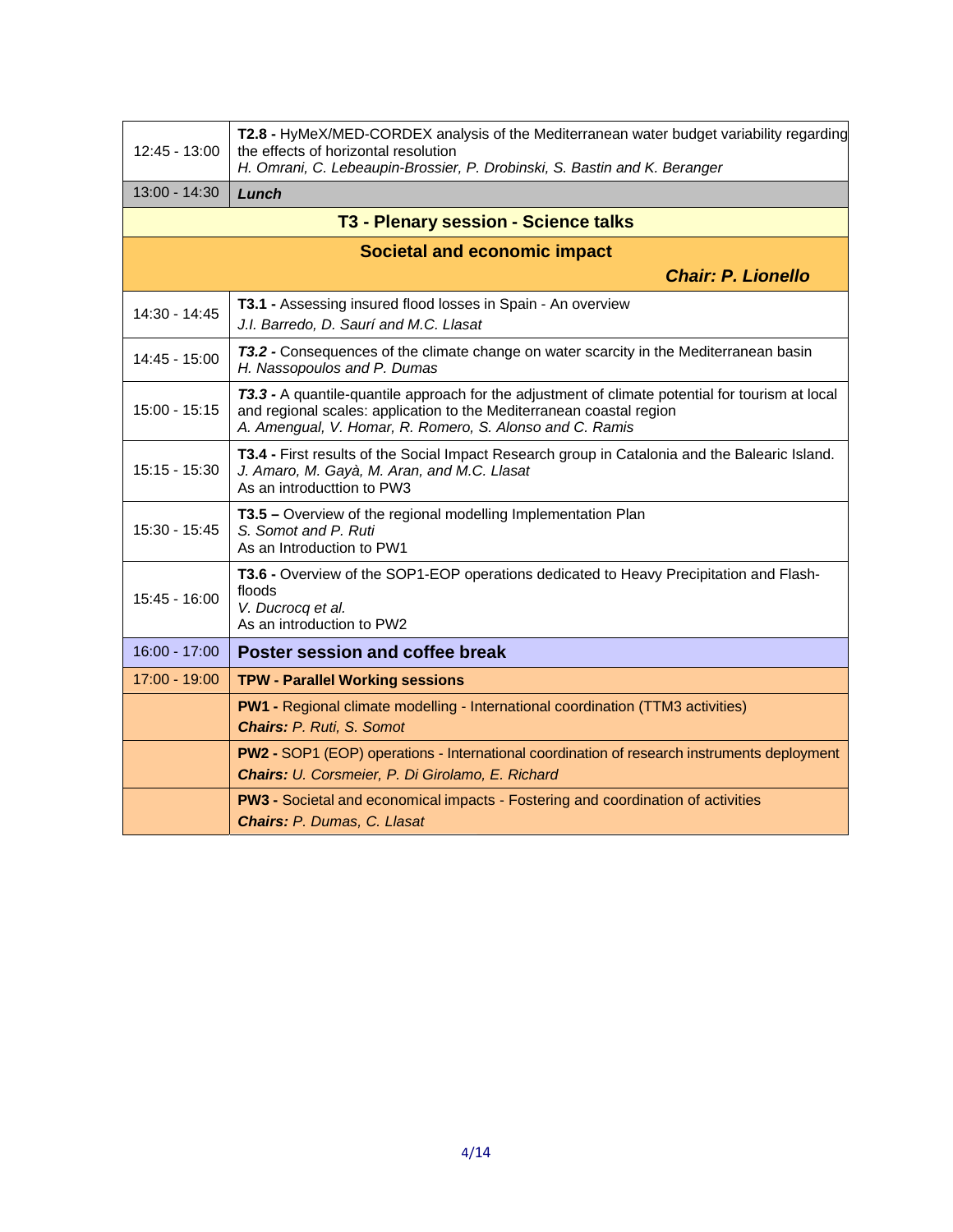| | |
|---|---|
| 12:45 - 13:00 | **T2.8 -** HyMeX/MED-CORDEX analysis of the Mediterranean water budget variability regarding the effects of horizontal resolution<br>*H. Omrani, C. Lebeaupin-Brossier, P. Drobinski, S. Bastin and K. Beranger* |
| 13:00 - 14:30 | ***Lunch*** |
| **T3 - Plenary session - Science talks** | |
| **Societal and economic impact** | |
| | ***Chair: P. Lionello*** |
| 14:30 - 14:45 | **T3.1 -** Assessing insured flood losses in Spain - An overview<br>*J.I. Barredo, D. Saurí and M.C. Llasat* |
| 14:45 - 15:00 | ***T3.2 -*** Consequences of the climate change on water scarcity in the Mediterranean basin<br>*H. Nassopoulos and P. Dumas* |
| 15:00 - 15:15 | ***T3.3 -*** A quantile-quantile approach for the adjustment of climate potential for tourism at local and regional scales: application to the Mediterranean coastal region<br>*A. Amengual, V. Homar, R. Romero, S. Alonso and C. Ramis* |
| 15:15 - 15:30 | **T3.4 -** First results of the Social Impact Research group in Catalonia and the Balearic Island.<br>*J. Amaro, M. Gayà, M. Aran, and M.C. Llasat*<br>As an introducttion to PW3 |
| 15:30 - 15:45 | **T3.5 –** Overview of the regional modelling Implementation Plan<br>*S. Somot and P. Ruti*<br>As an Introduction to PW1 |
| 15:45 - 16:00 | **T3.6 -** Overview of the SOP1-EOP operations dedicated to Heavy Precipitation and Flash-floods<br>*V. Ducrocq et al.*<br>As an introduction to PW2 |
| 16:00 - 17:00 | **Poster session and coffee break** |
| 17:00 - 19:00 | **TPW - Parallel Working sessions** |
| | **PW1 -** Regional climate modelling - International coordination (TTM3 activities)<br>***Chairs:*** *P. Ruti, S. Somot* |
| | **PW2 -** SOP1 (EOP) operations - International coordination of research instruments deployment<br>***Chairs:*** *U. Corsmeier, P. Di Girolamo, E. Richard* |
| | **PW3 -** Societal and economical impacts - Fostering and coordination of activities<br>***Chairs:*** *P. Dumas, C. Llasat* |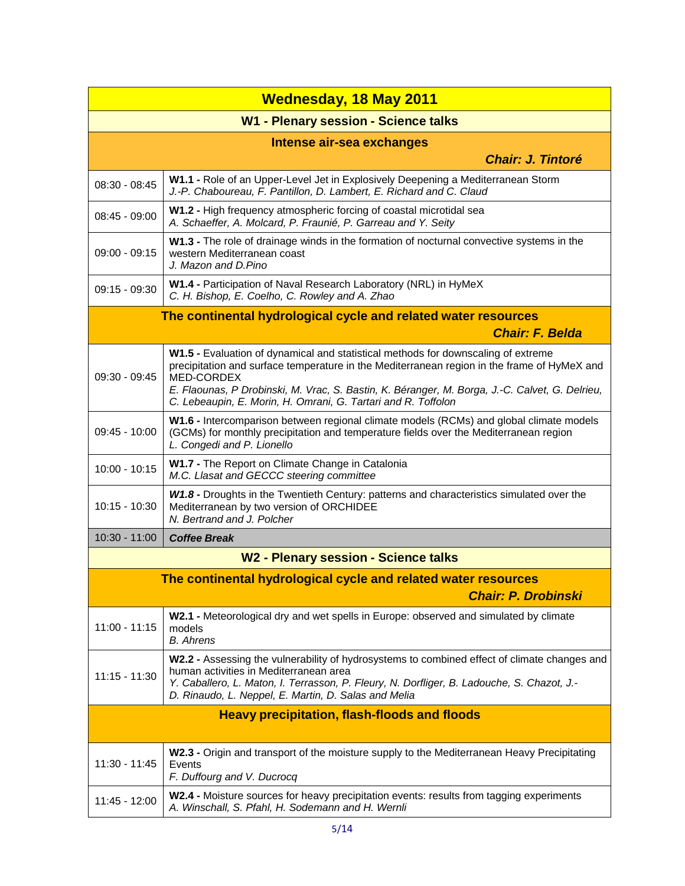| Wednesday, 18 May 2011 | |
|---|---|
| **W1 - Plenary session - Science talks** | |
| **Intense air-sea exchanges** — ***Chair: J. Tintoré*** | |
| 08:30 - 08:45 | **W1.1 -** Role of an Upper-Level Jet in Explosively Deepening a Mediterranean Storm<br>*J.-P. Chaboureau, F. Pantillon, D. Lambert, E. Richard and C. Claud* |
| 08:45 - 09:00 | **W1.2 -** High frequency atmospheric forcing of coastal microtidal sea<br>*A. Schaeffer, A. Molcard, P. Fraunié, P. Garreau and Y. Seity* |
| 09:00 - 09:15 | **W1.3 -** The role of drainage winds in the formation of nocturnal convective systems in the western Mediterranean coast<br>*J. Mazon and D.Pino* |
| 09:15 - 09:30 | **W1.4 -** Participation of Naval Research Laboratory (NRL) in HyMeX<br>*C. H. Bishop, E. Coelho, C. Rowley and A. Zhao* |
| **The continental hydrological cycle and related water resources** — ***Chair: F. Belda*** | |
| 09:30 - 09:45 | **W1.5 -** Evaluation of dynamical and statistical methods for downscaling of extreme precipitation and surface temperature in the Mediterranean region in the frame of HyMeX and MED-CORDEX<br>*E. Flaounas, P Drobinski, M. Vrac, S. Bastin, K. Béranger, M. Borga, J.-C. Calvet, G. Delrieu, C. Lebeaupin, E. Morin, H. Omrani, G. Tartari and R. Toffolon* |
| 09:45 - 10:00 | **W1.6 -** Intercomparison between regional climate models (RCMs) and global climate models (GCMs) for monthly precipitation and temperature fields over the Mediterranean region<br>*L. Congedi and P. Lionello* |
| 10:00 - 10:15 | **W1.7 -** The Report on Climate Change in Catalonia<br>*M.C. Llasat and GECCC steering committee* |
| 10:15 - 10:30 | ***W1.8* -** Droughts in the Twentieth Century: patterns and characteristics simulated over the Mediterranean by two version of ORCHIDEE<br>*N. Bertrand and J. Polcher* |
| 10:30 - 11:00 | ***Coffee Break*** |
| **W2 - Plenary session - Science talks** | |
| **The continental hydrological cycle and related water resources** — ***Chair: P. Drobinski*** | |
| 11:00 - 11:15 | **W2.1 -** Meteorological dry and wet spells in Europe: observed and simulated by climate models<br>*B. Ahrens* |
| 11:15 - 11:30 | **W2.2 -** Assessing the vulnerability of hydrosystems to combined effect of climate changes and human activities in Mediterranean area<br>*Y. Caballero, L. Maton, I. Terrasson, P. Fleury, N. Dorfliger, B. Ladouche, S. Chazot, J.-D. Rinaudo, L. Neppel, E. Martin, D. Salas and Melia* |
| **Heavy precipitation, flash-floods and floods** | |
| 11:30 - 11:45 | **W2.3 -** Origin and transport of the moisture supply to the Mediterranean Heavy Precipitating Events<br>*F. Duffourg and V. Ducrocq* |
| 11:45 - 12:00 | **W2.4 -** Moisture sources for heavy precipitation events: results from tagging experiments<br>*A. Winschall, S. Pfahl, H. Sodemann and H. Wernli* |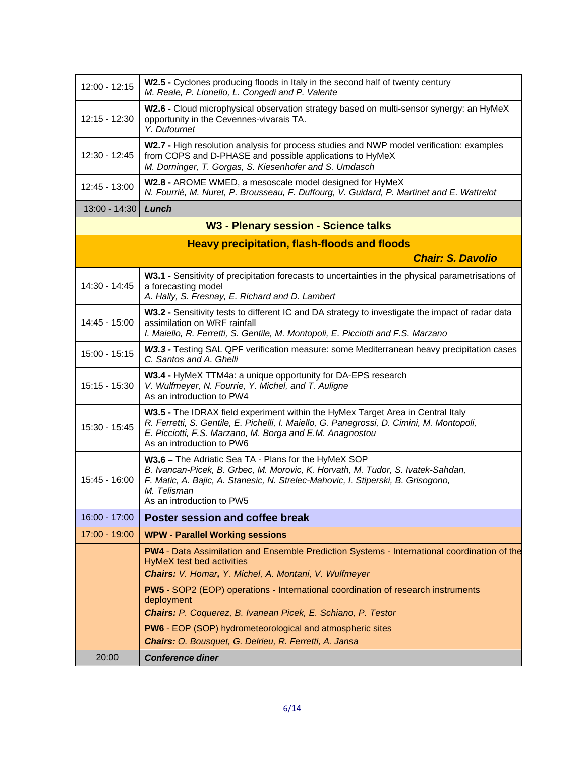| | |
|---|---|
| 12:00 - 12:15 | **W2.5 -** Cyclones producing floods in Italy in the second half of twenty century<br>*M. Reale, P. Lionello, L. Congedi and P. Valente* |
| 12:15 - 12:30 | **W2.6 -** Cloud microphysical observation strategy based on multi-sensor synergy: an HyMeX opportunity in the Cevennes-vivarais TA.<br>*Y. Dufournet* |
| 12:30 - 12:45 | **W2.7 -** High resolution analysis for process studies and NWP model verification: examples from COPS and D-PHASE and possible applications to HyMeX<br>*M. Dorninger, T. Gorgas, S. Kiesenhofer and S. Umdasch* |
| 12:45 - 13:00 | **W2.8 -** AROME WMED, a mesoscale model designed for HyMeX<br>*N. Fourrié, M. Nuret, P. Brousseau, F. Duffourg, V. Guidard, P. Martinet and E. Wattrelot* |
| 13:00 - 14:30 | ***Lunch*** |
| **W3 - Plenary session - Science talks** | |
| **Heavy precipitation, flash-floods and floods**<br>***Chair: S. Davolio*** | |
| 14:30 - 14:45 | **W3.1 -** Sensitivity of precipitation forecasts to uncertainties in the physical parametrisations of a forecasting model<br>*A. Hally, S. Fresnay, E. Richard and D. Lambert* |
| 14:45 - 15:00 | **W3.2 -** Sensitivity tests to different IC and DA strategy to investigate the impact of radar data assimilation on WRF rainfall<br>*I. Maiello, R. Ferretti, S. Gentile, M. Montopoli, E. Picciotti and F.S. Marzano* |
| 15:00 - 15:15 | ***W3.3 -*** Testing SAL QPF verification measure: some Mediterranean heavy precipitation cases<br>*C. Santos and A. Ghelli* |
| 15:15 - 15:30 | **W3.4 -** HyMeX TTM4a: a unique opportunity for DA-EPS research<br>*V. Wulfmeyer, N. Fourrie, Y. Michel, and T. Auligne*<br>As an introduction to PW4 |
| 15:30 - 15:45 | **W3.5 -** The IDRAX field experiment within the HyMex Target Area in Central Italy<br>*R. Ferretti, S. Gentile, E. Pichelli, I. Maiello, G. Panegrossi, D. Cimini, M. Montopoli, E. Picciotti, F.S. Marzano, M. Borga and E.M. Anagnostou*<br>As an introduction to PW6 |
| 15:45 - 16:00 | **W3.6 –** The Adriatic Sea TA - Plans for the HyMeX SOP<br>*B. Ivancan-Picek, B. Grbec, M. Morovic, K. Horvath, M. Tudor, S. Ivatek-Sahdan, F. Matic, A. Bajic, A. Stanesic, N. Strelec-Mahovic, I. Stiperski, B. Grisogono, M. Telisman*<br>As an introduction to PW5 |
| 16:00 - 17:00 | **Poster session and coffee break** |
| 17:00 - 19:00 | **WPW - Parallel Working sessions** |
| | **PW4** - Data Assimilation and Ensemble Prediction Systems - International coordination of the HyMeX test bed activities<br>***Chairs:*** *V. Homar, Y. Michel, A. Montani, V. Wulfmeyer* |
| | **PW5** - SOP2 (EOP) operations - International coordination of research instruments deployment<br>***Chairs:*** *P. Coquerez, B. Ivanean Picek, E. Schiano, P. Testor* |
| | **PW6** - EOP (SOP) hydrometeorological and atmospheric sites<br>***Chairs:*** *O. Bousquet, G. Delrieu, R. Ferretti, A. Jansa* |
| 20:00 | ***Conference diner*** |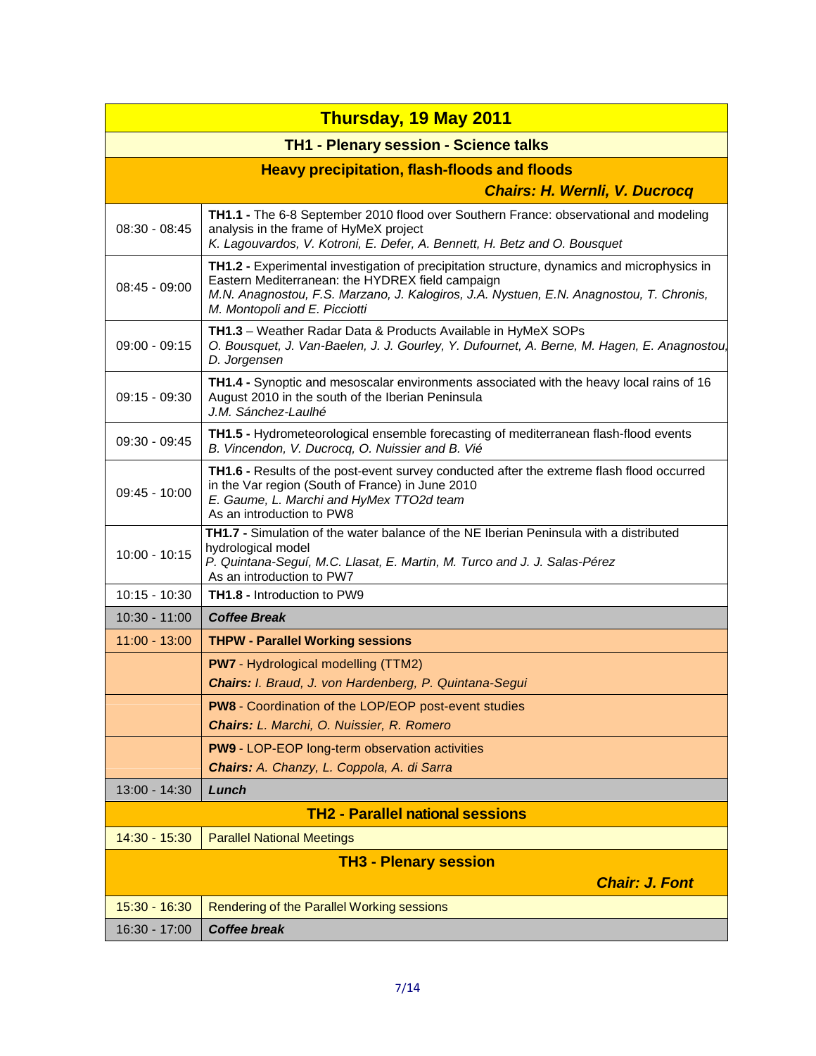| Thursday, 19 May 2011 | |
|---|---|
| **TH1 - Plenary session - Science talks** | |
| **Heavy precipitation, flash-floods and floods** *Chairs: H. Wernli, V. Ducrocq* | |
| 08:30 - 08:45 | **TH1.1 -** The 6-8 September 2010 flood over Southern France: observational and modeling analysis in the frame of HyMeX project *K. Lagouvardos, V. Kotroni, E. Defer, A. Bennett, H. Betz and O. Bousquet* |
| 08:45 - 09:00 | **TH1.2 -** Experimental investigation of precipitation structure, dynamics and microphysics in Eastern Mediterranean: the HYDREX field campaign *M.N. Anagnostou, F.S. Marzano, J. Kalogiros, J.A. Nystuen, E.N. Anagnostou, T. Chronis, M. Montopoli and E. Picciotti* |
| 09:00 - 09:15 | **TH1.3** – Weather Radar Data & Products Available in HyMeX SOPs *O. Bousquet, J. Van-Baelen, J. J. Gourley, Y. Dufournet, A. Berne, M. Hagen, E. Anagnostou, D. Jorgensen* |
| 09:15 - 09:30 | **TH1.4 -** Synoptic and mesoscalar environments associated with the heavy local rains of 16 August 2010 in the south of the Iberian Peninsula *J.M. Sánchez-Laulhé* |
| 09:30 - 09:45 | **TH1.5 -** Hydrometeorological ensemble forecasting of mediterranean flash-flood events *B. Vincendon, V. Ducrocq, O. Nuissier and B. Vié* |
| 09:45 - 10:00 | **TH1.6 -** Results of the post-event survey conducted after the extreme flash flood occurred in the Var region (South of France) in June 2010 *E. Gaume, L. Marchi and HyMex TTO2d team* As an introduction to PW8 |
| 10:00 - 10:15 | **TH1.7 -** Simulation of the water balance of the NE Iberian Peninsula with a distributed hydrological model *P. Quintana-Seguí, M.C. Llasat, E. Martin, M. Turco and J. J. Salas-Pérez* As an introduction to PW7 |
| 10:15 - 10:30 | **TH1.8 -** Introduction to PW9 |
| 10:30 - 11:00 | ***Coffee Break*** |
| 11:00 - 13:00 | **THPW - Parallel Working sessions** |
| | **PW7** - Hydrological modelling (TTM2) ***Chairs:*** *I. Braud, J. von Hardenberg, P. Quintana-Segui* |
| | **PW8** - Coordination of the LOP/EOP post-event studies ***Chairs:*** *L. Marchi, O. Nuissier, R. Romero* |
| | **PW9** - LOP-EOP long-term observation activities ***Chairs:*** *A. Chanzy, L. Coppola, A. di Sarra* |
| 13:00 - 14:30 | ***Lunch*** |
| **TH2 - Parallel national sessions** | |
| 14:30 - 15:30 | Parallel National Meetings |
| **TH3 - Plenary session** *Chair: J. Font* | |
| 15:30 - 16:30 | Rendering of the Parallel Working sessions |
| 16:30 - 17:00 | ***Coffee break*** |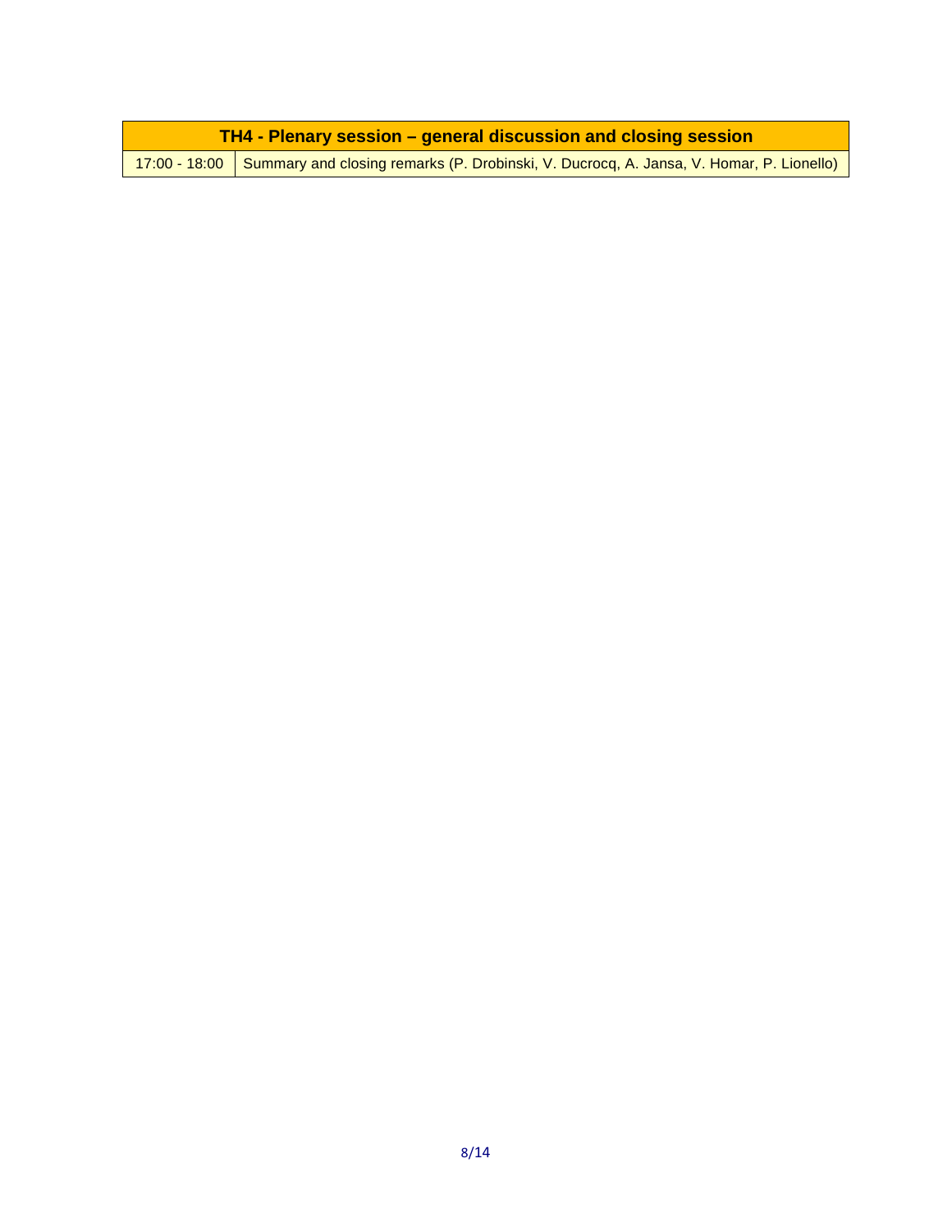| TH4 - Plenary session – general discussion and closing session | |
|---|---|
| 17:00 - 18:00 | Summary and closing remarks (P. Drobinski, V. Ducrocq, A. Jansa, V. Homar, P. Lionello) |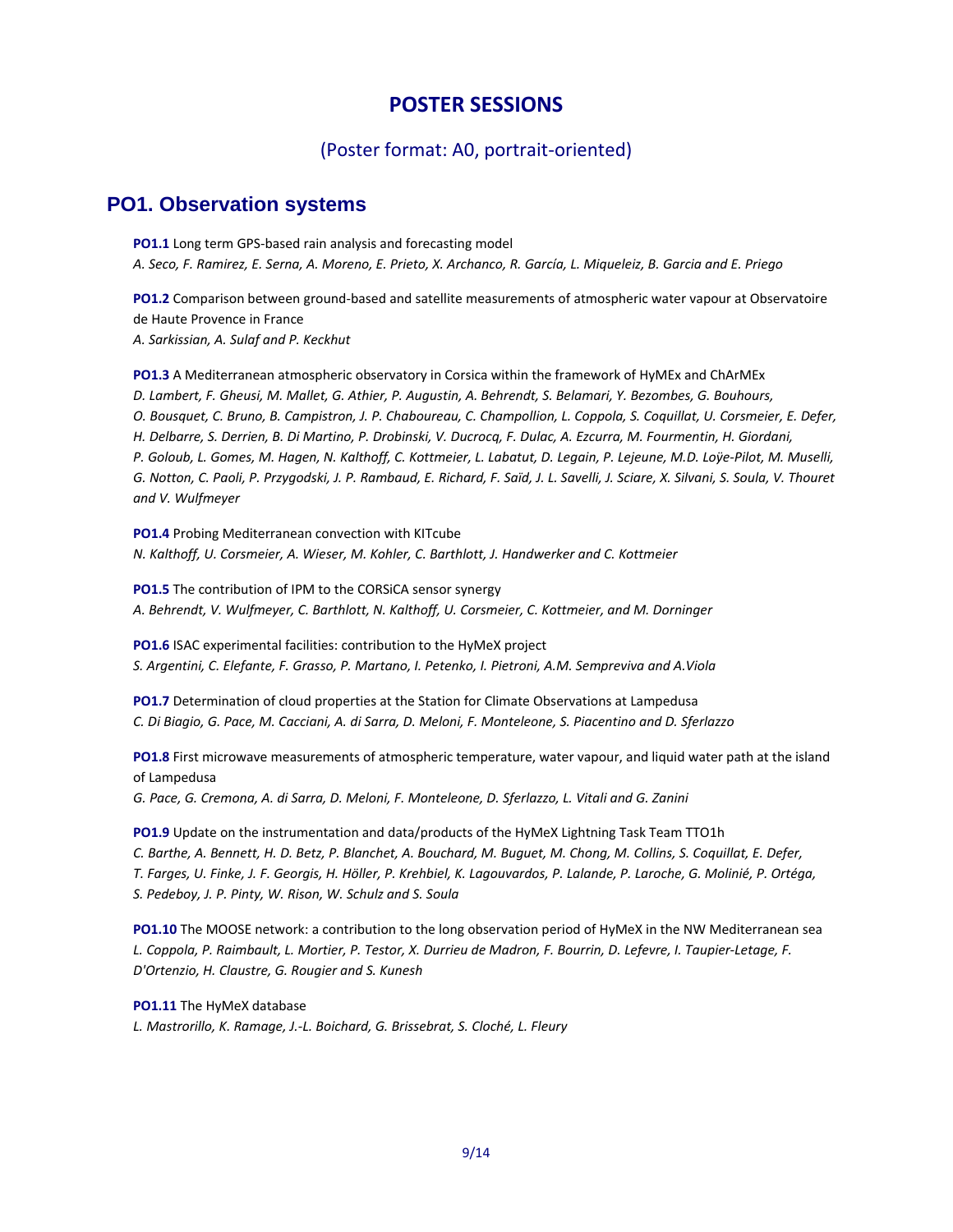# POSTER SESSIONS

(Poster format: A0, portrait-oriented)

## PO1. Observation systems

**PO1.1** Long term GPS-based rain analysis and forecasting model
*A. Seco, F. Ramirez, E. Serna, A. Moreno, E. Prieto, X. Archanco, R. García, L. Miqueleiz, B. Garcia and E. Priego*

**PO1.2** Comparison between ground-based and satellite measurements of atmospheric water vapour at Observatoire de Haute Provence in France
*A. Sarkissian, A. Sulaf and P. Keckhut*

**PO1.3** A Mediterranean atmospheric observatory in Corsica within the framework of HyMEx and ChArMEx
*D. Lambert, F. Gheusi, M. Mallet, G. Athier, P. Augustin, A. Behrendt, S. Belamari, Y. Bezombes, G. Bouhours, O. Bousquet, C. Bruno, B. Campistron, J. P. Chaboureau, C. Champollion, L. Coppola, S. Coquillat, U. Corsmeier, E. Defer, H. Delbarre, S. Derrien, B. Di Martino, P. Drobinski, V. Ducrocq, F. Dulac, A. Ezcurra, M. Fourmentin, H. Giordani, P. Goloub, L. Gomes, M. Hagen, N. Kalthoff, C. Kottmeier, L. Labatut, D. Legain, P. Lejeune, M.D. Loÿe-Pilot, M. Muselli, G. Notton, C. Paoli, P. Przygodski, J. P. Rambaud, E. Richard, F. Saïd, J. L. Savelli, J. Sciare, X. Silvani, S. Soula, V. Thouret and V. Wulfmeyer*

**PO1.4** Probing Mediterranean convection with KITcube
*N. Kalthoff, U. Corsmeier, A. Wieser, M. Kohler, C. Barthlott, J. Handwerker and C. Kottmeier*

**PO1.5** The contribution of IPM to the CORSiCA sensor synergy
*A. Behrendt, V. Wulfmeyer, C. Barthlott, N. Kalthoff, U. Corsmeier, C. Kottmeier, and M. Dorninger*

**PO1.6** ISAC experimental facilities: contribution to the HyMeX project
*S. Argentini, C. Elefante, F. Grasso, P. Martano, I. Petenko, I. Pietroni, A.M. Sempreviva and A.Viola*

**PO1.7** Determination of cloud properties at the Station for Climate Observations at Lampedusa
*C. Di Biagio, G. Pace, M. Cacciani, A. di Sarra, D. Meloni, F. Monteleone, S. Piacentino and D. Sferlazzo*

**PO1.8** First microwave measurements of atmospheric temperature, water vapour, and liquid water path at the island of Lampedusa
*G. Pace, G. Cremona, A. di Sarra, D. Meloni, F. Monteleone, D. Sferlazzo, L. Vitali and G. Zanini*

**PO1.9** Update on the instrumentation and data/products of the HyMeX Lightning Task Team TTO1h
*C. Barthe, A. Bennett, H. D. Betz, P. Blanchet, A. Bouchard, M. Buguet, M. Chong, M. Collins, S. Coquillat, E. Defer, T. Farges, U. Finke, J. F. Georgis, H. Höller, P. Krehbiel, K. Lagouvardos, P. Lalande, P. Laroche, G. Molinié, P. Ortéga, S. Pedeboy, J. P. Pinty, W. Rison, W. Schulz and S. Soula*

**PO1.10** The MOOSE network: a contribution to the long observation period of HyMeX in the NW Mediterranean sea
*L. Coppola, P. Raimbault, L. Mortier, P. Testor, X. Durrieu de Madron, F. Bourrin, D. Lefevre, I. Taupier-Letage, F. D'Ortenzio, H. Claustre, G. Rougier and S. Kunesh*

**PO1.11** The HyMeX database
*L. Mastrorillo, K. Ramage, J.-L. Boichard, G. Brissebrat, S. Cloché, L. Fleury*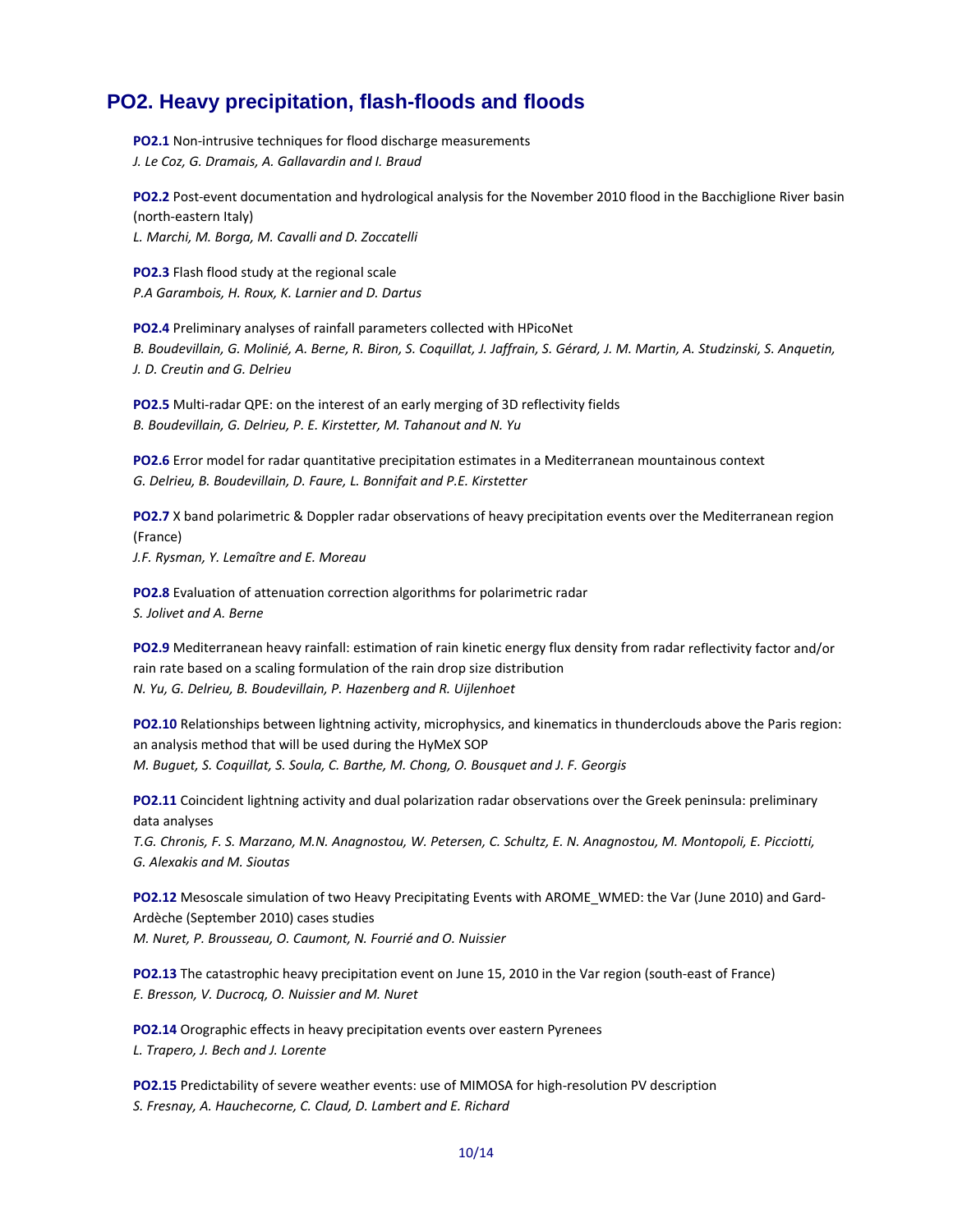## PO2. Heavy precipitation, flash-floods and floods

**PO2.1** Non-intrusive techniques for flood discharge measurements
*J. Le Coz, G. Dramais, A. Gallavardin and I. Braud*

**PO2.2** Post-event documentation and hydrological analysis for the November 2010 flood in the Bacchiglione River basin (north-eastern Italy)
*L. Marchi, M. Borga, M. Cavalli and D. Zoccatelli*

**PO2.3** Flash flood study at the regional scale
*P.A Garambois, H. Roux, K. Larnier and D. Dartus*

**PO2.4** Preliminary analyses of rainfall parameters collected with HPicoNet
*B. Boudevillain, G. Molinié, A. Berne, R. Biron, S. Coquillat, J. Jaffrain, S. Gérard, J. M. Martin, A. Studzinski, S. Anquetin, J. D. Creutin and G. Delrieu*

**PO2.5** Multi-radar QPE: on the interest of an early merging of 3D reflectivity fields
*B. Boudevillain, G. Delrieu, P. E. Kirstetter, M. Tahanout and N. Yu*

**PO2.6** Error model for radar quantitative precipitation estimates in a Mediterranean mountainous context
*G. Delrieu, B. Boudevillain, D. Faure, L. Bonnifait and P.E. Kirstetter*

**PO2.7** X band polarimetric & Doppler radar observations of heavy precipitation events over the Mediterranean region (France)
*J.F. Rysman, Y. Lemaître and E. Moreau*

**PO2.8** Evaluation of attenuation correction algorithms for polarimetric radar
*S. Jolivet and A. Berne*

**PO2.9** Mediterranean heavy rainfall: estimation of rain kinetic energy flux density from radar reflectivity factor and/or rain rate based on a scaling formulation of the rain drop size distribution
*N. Yu, G. Delrieu, B. Boudevillain, P. Hazenberg and R. Uijlenhoet*

**PO2.10** Relationships between lightning activity, microphysics, and kinematics in thunderclouds above the Paris region: an analysis method that will be used during the HyMeX SOP
*M. Buguet, S. Coquillat, S. Soula, C. Barthe, M. Chong, O. Bousquet and J. F. Georgis*

**PO2.11** Coincident lightning activity and dual polarization radar observations over the Greek peninsula: preliminary data analyses
*T.G. Chronis, F. S. Marzano, M.N. Anagnostou, W. Petersen, C. Schultz, E. N. Anagnostou, M. Montopoli, E. Picciotti, G. Alexakis and M. Sioutas*

**PO2.12** Mesoscale simulation of two Heavy Precipitating Events with AROME_WMED: the Var (June 2010) and Gard-Ardèche (September 2010) cases studies
*M. Nuret, P. Brousseau, O. Caumont, N. Fourrié and O. Nuissier*

**PO2.13** The catastrophic heavy precipitation event on June 15, 2010 in the Var region (south-east of France)
*E. Bresson, V. Ducrocq, O. Nuissier and M. Nuret*

**PO2.14** Orographic effects in heavy precipitation events over eastern Pyrenees
*L. Trapero, J. Bech and J. Lorente*

**PO2.15** Predictability of severe weather events: use of MIMOSA for high-resolution PV description
*S. Fresnay, A. Hauchecorne, C. Claud, D. Lambert and E. Richard*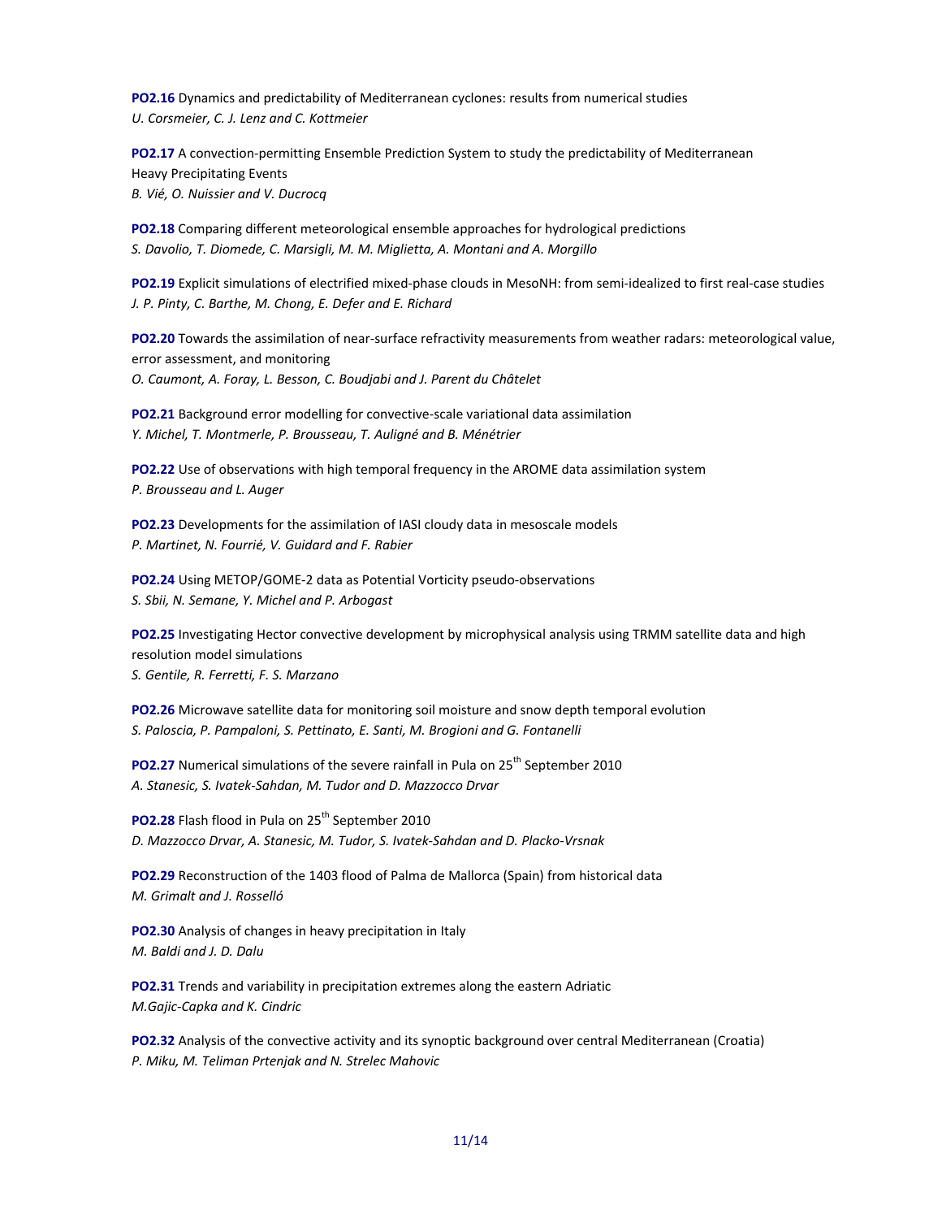**PO2.16** Dynamics and predictability of Mediterranean cyclones: results from numerical studies
*U. Corsmeier, C. J. Lenz and C. Kottmeier*

**PO2.17** A convection-permitting Ensemble Prediction System to study the predictability of Mediterranean Heavy Precipitating Events
*B. Vié, O. Nuissier and V. Ducrocq*

**PO2.18** Comparing different meteorological ensemble approaches for hydrological predictions
*S. Davolio, T. Diomede, C. Marsigli, M. M. Miglietta, A. Montani and A. Morgillo*

**PO2.19** Explicit simulations of electrified mixed-phase clouds in MesoNH: from semi-idealized to first real-case studies
*J. P. Pinty, C. Barthe, M. Chong, E. Defer and E. Richard*

**PO2.20** Towards the assimilation of near-surface refractivity measurements from weather radars: meteorological value, error assessment, and monitoring
*O. Caumont, A. Foray, L. Besson, C. Boudjabi and J. Parent du Châtelet*

**PO2.21** Background error modelling for convective-scale variational data assimilation
*Y. Michel, T. Montmerle, P. Brousseau, T. Auligné and B. Ménétrier*

**PO2.22** Use of observations with high temporal frequency in the AROME data assimilation system
*P. Brousseau and L. Auger*

**PO2.23** Developments for the assimilation of IASI cloudy data in mesoscale models
*P. Martinet, N. Fourrié, V. Guidard and F. Rabier*

**PO2.24** Using METOP/GOME-2 data as Potential Vorticity pseudo-observations
*S. Sbii, N. Semane, Y. Michel and P. Arbogast*

**PO2.25** Investigating Hector convective development by microphysical analysis using TRMM satellite data and high resolution model simulations
*S. Gentile, R. Ferretti, F. S. Marzano*

**PO2.26** Microwave satellite data for monitoring soil moisture and snow depth temporal evolution
*S. Paloscia, P. Pampaloni, S. Pettinato, E. Santi, M. Brogioni and G. Fontanelli*

**PO2.27** Numerical simulations of the severe rainfall in Pula on 25th September 2010
*A. Stanesic, S. Ivatek-Sahdan, M. Tudor and D. Mazzocco Drvar*

**PO2.28** Flash flood in Pula on 25th September 2010
*D. Mazzocco Drvar, A. Stanesic, M. Tudor, S. Ivatek-Sahdan and D. Placko-Vrsnak*

**PO2.29** Reconstruction of the 1403 flood of Palma de Mallorca (Spain) from historical data
*M. Grimalt and J. Rosselló*

**PO2.30** Analysis of changes in heavy precipitation in Italy
*M. Baldi and J. D. Dalu*

**PO2.31** Trends and variability in precipitation extremes along the eastern Adriatic
*M.Gajic-Capka and K. Cindric*

**PO2.32** Analysis of the convective activity and its synoptic background over central Mediterranean (Croatia)
*P. Miku, M. Teliman Prtenjak and N. Strelec Mahovic*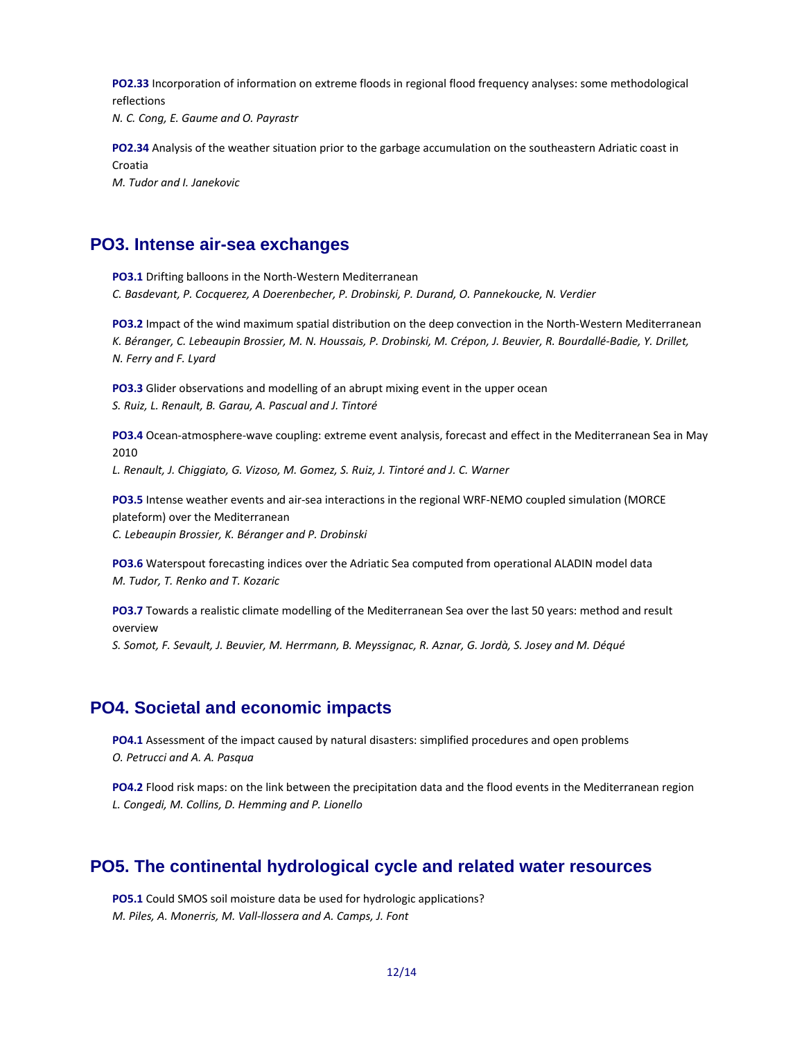**PO2.33** Incorporation of information on extreme floods in regional flood frequency analyses: some methodological reflections
*N. C. Cong, E. Gaume and O. Payrastr*

**PO2.34** Analysis of the weather situation prior to the garbage accumulation on the southeastern Adriatic coast in Croatia
*M. Tudor and I. Janekovic*

## PO3. Intense air-sea exchanges

**PO3.1** Drifting balloons in the North-Western Mediterranean
*C. Basdevant, P. Cocquerez, A Doerenbecher, P. Drobinski, P. Durand, O. Pannekoucke, N. Verdier*

**PO3.2** Impact of the wind maximum spatial distribution on the deep convection in the North-Western Mediterranean
*K. Béranger, C. Lebeaupin Brossier, M. N. Houssais, P. Drobinski, M. Crépon, J. Beuvier, R. Bourdallé-Badie, Y. Drillet, N. Ferry and F. Lyard*

**PO3.3** Glider observations and modelling of an abrupt mixing event in the upper ocean
*S. Ruiz, L. Renault, B. Garau, A. Pascual and J. Tintoré*

**PO3.4** Ocean-atmosphere-wave coupling: extreme event analysis, forecast and effect in the Mediterranean Sea in May 2010
*L. Renault, J. Chiggiato, G. Vizoso, M. Gomez, S. Ruiz, J. Tintoré and J. C. Warner*

**PO3.5** Intense weather events and air-sea interactions in the regional WRF-NEMO coupled simulation (MORCE plateform) over the Mediterranean
*C. Lebeaupin Brossier, K. Béranger and P. Drobinski*

**PO3.6** Waterspout forecasting indices over the Adriatic Sea computed from operational ALADIN model data
*M. Tudor, T. Renko and T. Kozaric*

**PO3.7** Towards a realistic climate modelling of the Mediterranean Sea over the last 50 years: method and result overview
*S. Somot, F. Sevault, J. Beuvier, M. Herrmann, B. Meyssignac, R. Aznar, G. Jordà, S. Josey and M. Déqué*

## PO4. Societal and economic impacts

**PO4.1** Assessment of the impact caused by natural disasters: simplified procedures and open problems
*O. Petrucci and A. A. Pasqua*

**PO4.2** Flood risk maps: on the link between the precipitation data and the flood events in the Mediterranean region
*L. Congedi, M. Collins, D. Hemming and P. Lionello*

## PO5. The continental hydrological cycle and related water resources

**PO5.1** Could SMOS soil moisture data be used for hydrologic applications?
*M. Piles, A. Monerris, M. Vall-llossera and A. Camps, J. Font*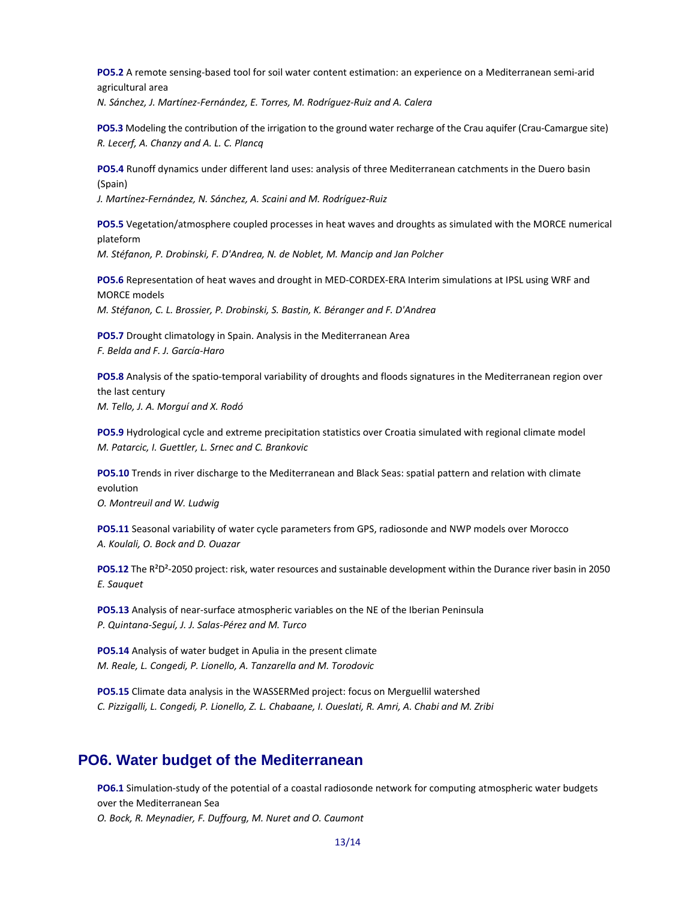**PO5.2** A remote sensing-based tool for soil water content estimation: an experience on a Mediterranean semi-arid agricultural area
*N. Sánchez, J. Martínez-Fernández, E. Torres, M. Rodríguez-Ruiz and A. Calera*

**PO5.3** Modeling the contribution of the irrigation to the ground water recharge of the Crau aquifer (Crau-Camargue site)
*R. Lecerf, A. Chanzy and A. L. C. Plancq*

**PO5.4** Runoff dynamics under different land uses: analysis of three Mediterranean catchments in the Duero basin (Spain)
*J. Martínez-Fernández, N. Sánchez, A. Scaini and M. Rodríguez-Ruiz*

**PO5.5** Vegetation/atmosphere coupled processes in heat waves and droughts as simulated with the MORCE numerical plateform
*M. Stéfanon, P. Drobinski, F. D'Andrea, N. de Noblet, M. Mancip and Jan Polcher*

**PO5.6** Representation of heat waves and drought in MED-CORDEX-ERA Interim simulations at IPSL using WRF and MORCE models
*M. Stéfanon, C. L. Brossier, P. Drobinski, S. Bastin, K. Béranger and F. D'Andrea*

**PO5.7** Drought climatology in Spain. Analysis in the Mediterranean Area
*F. Belda and F. J. García-Haro*

**PO5.8** Analysis of the spatio-temporal variability of droughts and floods signatures in the Mediterranean region over the last century
*M. Tello, J. A. Morguí and X. Rodó*

**PO5.9** Hydrological cycle and extreme precipitation statistics over Croatia simulated with regional climate model
*M. Patarcic, I. Guettler, L. Srnec and C. Brankovic*

**PO5.10** Trends in river discharge to the Mediterranean and Black Seas: spatial pattern and relation with climate evolution
*O. Montreuil and W. Ludwig*

**PO5.11** Seasonal variability of water cycle parameters from GPS, radiosonde and NWP models over Morocco
*A. Koulali, O. Bock and D. Ouazar*

**PO5.12** The R²D²-2050 project: risk, water resources and sustainable development within the Durance river basin in 2050
*E. Sauquet*

**PO5.13** Analysis of near-surface atmospheric variables on the NE of the Iberian Peninsula
*P. Quintana-Seguí, J. J. Salas-Pérez and M. Turco*

**PO5.14** Analysis of water budget in Apulia in the present climate
*M. Reale, L. Congedi, P. Lionello, A. Tanzarella and M. Torodovic*

**PO5.15** Climate data analysis in the WASSERMed project: focus on Merguellil watershed
*C. Pizzigalli, L. Congedi, P. Lionello, Z. L. Chabaane, I. Oueslati, R. Amri, A. Chabi and M. Zribi*

## PO6. Water budget of the Mediterranean

**PO6.1** Simulation-study of the potential of a coastal radiosonde network for computing atmospheric water budgets over the Mediterranean Sea
*O. Bock, R. Meynadier, F. Duffourg, M. Nuret and O. Caumont*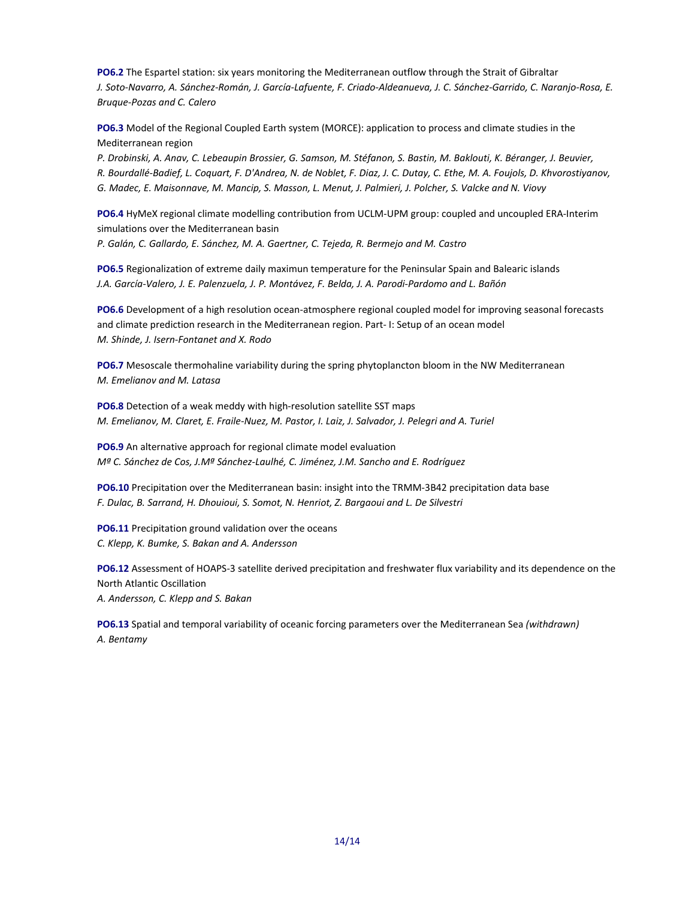**PO6.2** The Espartel station: six years monitoring the Mediterranean outflow through the Strait of Gibraltar
*J. Soto-Navarro, A. Sánchez-Román, J. García-Lafuente, F. Criado-Aldeanueva, J. C. Sánchez-Garrido, C. Naranjo-Rosa, E. Bruque-Pozas and C. Calero*

**PO6.3** Model of the Regional Coupled Earth system (MORCE): application to process and climate studies in the Mediterranean region
*P. Drobinski, A. Anav, C. Lebeaupin Brossier, G. Samson, M. Stéfanon, S. Bastin, M. Baklouti, K. Béranger, J. Beuvier, R. Bourdallé-Badief, L. Coquart, F. D'Andrea, N. de Noblet, F. Diaz, J. C. Dutay, C. Ethe, M. A. Foujols, D. Khvorostiyanov, G. Madec, E. Maisonnave, M. Mancip, S. Masson, L. Menut, J. Palmieri, J. Polcher, S. Valcke and N. Viovy*

**PO6.4** HyMeX regional climate modelling contribution from UCLM-UPM group: coupled and uncoupled ERA-Interim simulations over the Mediterranean basin
*P. Galán, C. Gallardo, E. Sánchez, M. A. Gaertner, C. Tejeda, R. Bermejo and M. Castro*

**PO6.5** Regionalization of extreme daily maximun temperature for the Peninsular Spain and Balearic islands
*J.A. García-Valero, J. E. Palenzuela, J. P. Montávez, F. Belda, J. A. Parodi-Pardomo and L. Bañón*

**PO6.6** Development of a high resolution ocean-atmosphere regional coupled model for improving seasonal forecasts and climate prediction research in the Mediterranean region. Part- I: Setup of an ocean model
*M. Shinde, J. Isern-Fontanet and X. Rodo*

**PO6.7** Mesoscale thermohaline variability during the spring phytoplancton bloom in the NW Mediterranean
*M. Emelianov and M. Latasa*

**PO6.8** Detection of a weak meddy with high-resolution satellite SST maps
*M. Emelianov, M. Claret, E. Fraile-Nuez, M. Pastor, I. Laiz, J. Salvador, J. Pelegri and A. Turiel*

**PO6.9** An alternative approach for regional climate model evaluation
*Mª C. Sánchez de Cos, J.Mª Sánchez-Laulhé, C. Jiménez, J.M. Sancho and E. Rodríguez*

**PO6.10** Precipitation over the Mediterranean basin: insight into the TRMM-3B42 precipitation data base
*F. Dulac, B. Sarrand, H. Dhouioui, S. Somot, N. Henriot, Z. Bargaoui and L. De Silvestri*

**PO6.11** Precipitation ground validation over the oceans
*C. Klepp, K. Bumke, S. Bakan and A. Andersson*

**PO6.12** Assessment of HOAPS-3 satellite derived precipitation and freshwater flux variability and its dependence on the North Atlantic Oscillation
*A. Andersson, C. Klepp and S. Bakan*

**PO6.13** Spatial and temporal variability of oceanic forcing parameters over the Mediterranean Sea *(withdrawn)*
*A. Bentamy*